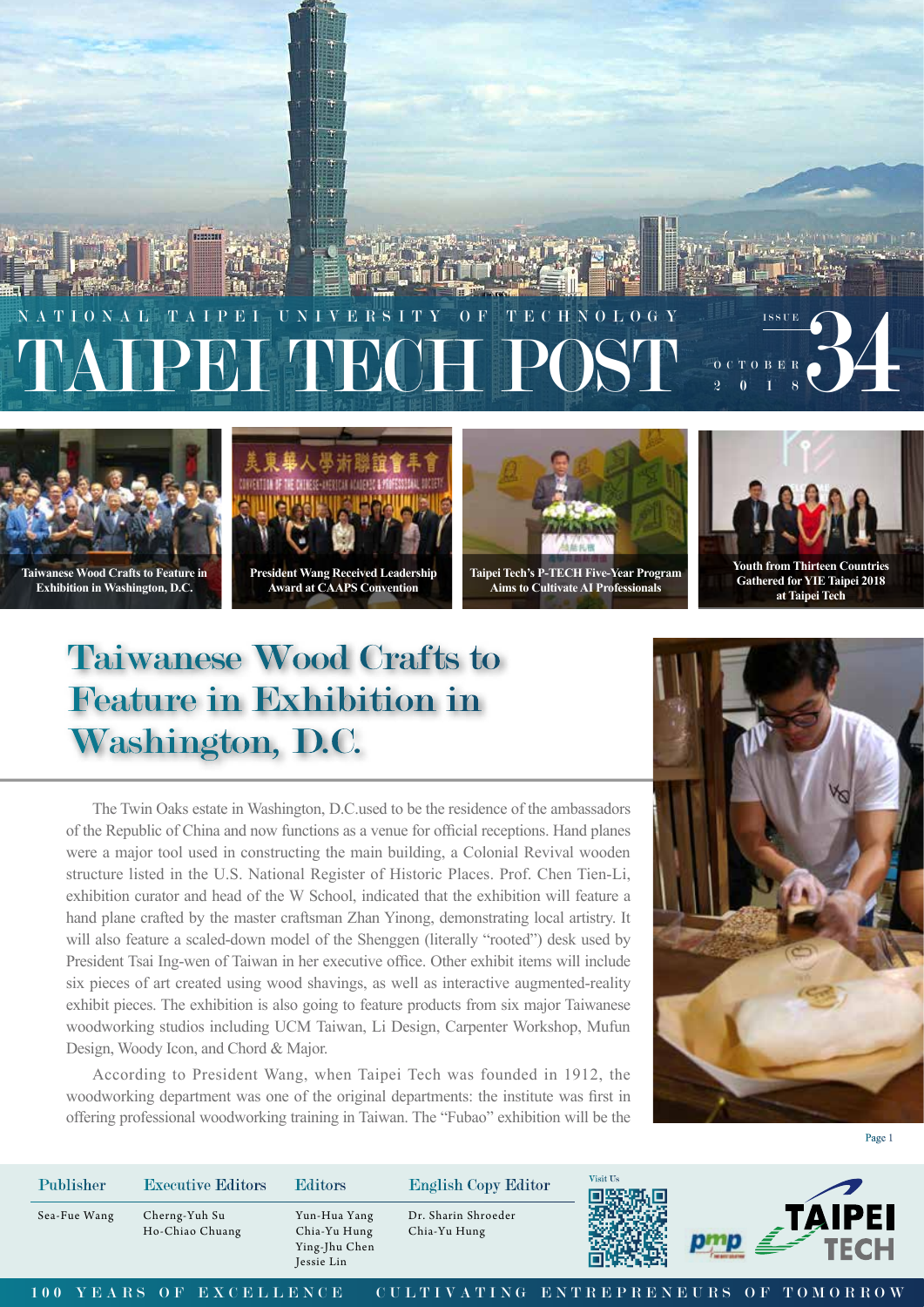NATIONAL TAIPEI UNIVERSITY OF TECHNOLOGY

# TAIPEI TECH POST

ISSUE 34
OCTOBER 2018

Taiwanese Wood Crafts to Feature in Exhibition in Washington, D.C.

President Wang Received Leadership Award at CAAPS Convention

Taipei Tech's P-TECH Five-Year Program Aims to Cultivate AI Professionals

Youth from Thirteen Countries Gathered for YIE Taipei 2018 at Taipei Tech

## Taiwanese Wood Crafts to Feature in Exhibition in Washington, D.C.

The Twin Oaks estate in Washington, D.C.used to be the residence of the ambassadors of the Republic of China and now functions as a venue for official receptions. Hand planes were a major tool used in constructing the main building, a Colonial Revival wooden structure listed in the U.S. National Register of Historic Places. Prof. Chen Tien-Li, exhibition curator and head of the W School, indicated that the exhibition will feature a hand plane crafted by the master craftsman Zhan Yinong, demonstrating local artistry. It will also feature a scaled-down model of the Shenggen (literally "rooted") desk used by President Tsai Ing-wen of Taiwan in her executive office. Other exhibit items will include six pieces of art created using wood shavings, as well as interactive augmented-reality exhibit pieces. The exhibition is also going to feature products from six major Taiwanese woodworking studios including UCM Taiwan, Li Design, Carpenter Workshop, Mufun Design, Woody Icon, and Chord & Major.

According to President Wang, when Taipei Tech was founded in 1912, the woodworking department was one of the original departments: the institute was first in offering professional woodworking training in Taiwan. The "Fubao" exhibition will be the

| Publisher | Executive Editors | Editors | English Copy Editor |
|---|---|---|---|
| Sea-Fue Wang | Cherng-Yuh Su<br>Ho-Chiao Chuang | Yun-Hua Yang<br>Chia-Yu Hung<br>Ying-Jhu Chen<br>Jessie Lin | Dr. Sharin Shroeder<br>Chia-Yu Hung |

Visit Us

100 YEARS OF EXCELLENCE　CULTIVATING ENTREPRENEURS OF TOMORROW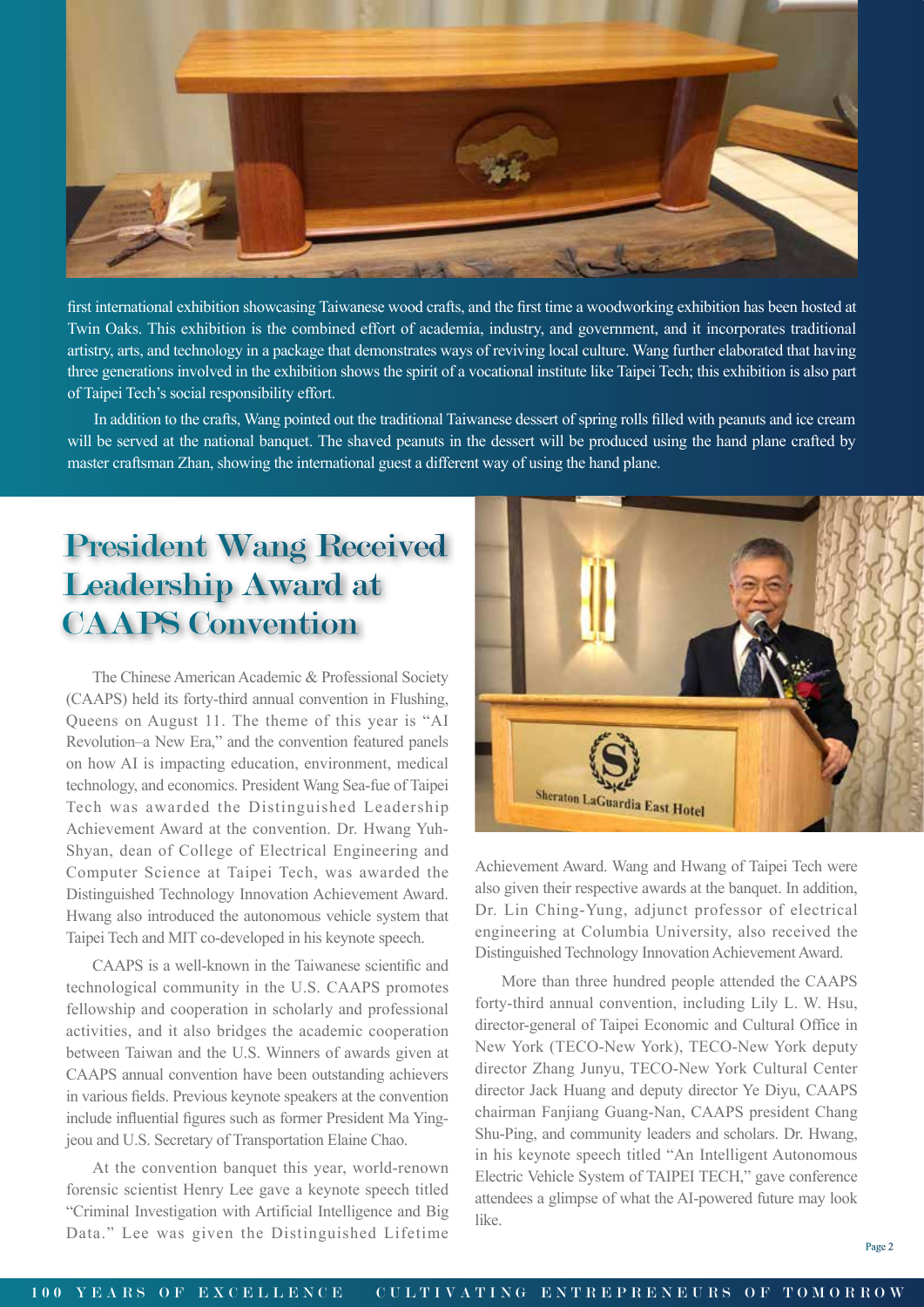first international exhibition showcasing Taiwanese wood crafts, and the first time a woodworking exhibition has been hosted at Twin Oaks. This exhibition is the combined effort of academia, industry, and government, and it incorporates traditional artistry, arts, and technology in a package that demonstrates ways of reviving local culture. Wang further elaborated that having three generations involved in the exhibition shows the spirit of a vocational institute like Taipei Tech; this exhibition is also part of Taipei Tech's social responsibility effort.

In addition to the crafts, Wang pointed out the traditional Taiwanese dessert of spring rolls filled with peanuts and ice cream will be served at the national banquet. The shaved peanuts in the dessert will be produced using the hand plane crafted by master craftsman Zhan, showing the international guest a different way of using the hand plane.

# President Wang Received Leadership Award at CAAPS Convention

The Chinese American Academic & Professional Society (CAAPS) held its forty-third annual convention in Flushing, Queens on August 11. The theme of this year is "AI Revolution–a New Era," and the convention featured panels on how AI is impacting education, environment, medical technology, and economics. President Wang Sea-fue of Taipei Tech was awarded the Distinguished Leadership Achievement Award at the convention. Dr. Hwang Yuh-Shyan, dean of College of Electrical Engineering and Computer Science at Taipei Tech, was awarded the Distinguished Technology Innovation Achievement Award. Hwang also introduced the autonomous vehicle system that Taipei Tech and MIT co-developed in his keynote speech.

CAAPS is a well-known in the Taiwanese scientific and technological community in the U.S. CAAPS promotes fellowship and cooperation in scholarly and professional activities, and it also bridges the academic cooperation between Taiwan and the U.S. Winners of awards given at CAAPS annual convention have been outstanding achievers in various fields. Previous keynote speakers at the convention include influential figures such as former President Ma Ying-jeou and U.S. Secretary of Transportation Elaine Chao.

At the convention banquet this year, world-renown forensic scientist Henry Lee gave a keynote speech titled "Criminal Investigation with Artificial Intelligence and Big Data." Lee was given the Distinguished Lifetime Achievement Award. Wang and Hwang of Taipei Tech were also given their respective awards at the banquet. In addition, Dr. Lin Ching-Yung, adjunct professor of electrical engineering at Columbia University, also received the Distinguished Technology Innovation Achievement Award.

More than three hundred people attended the CAAPS forty-third annual convention, including Lily L. W. Hsu, director-general of Taipei Economic and Cultural Office in New York (TECO-New York), TECO-New York deputy director Zhang Junyu, TECO-New York Cultural Center director Jack Huang and deputy director Ye Diyu, CAAPS chairman Fanjiang Guang-Nan, CAAPS president Chang Shu-Ping, and community leaders and scholars. Dr. Hwang, in his keynote speech titled "An Intelligent Autonomous Electric Vehicle System of TAIPEI TECH," gave conference attendees a glimpse of what the AI-powered future may look like.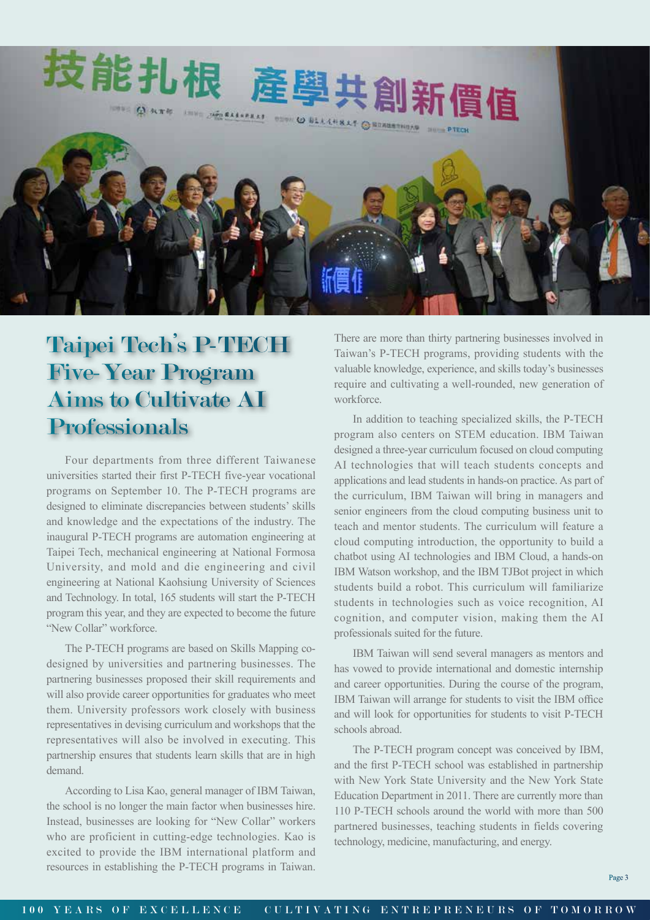# Taipei Tech's P-TECH Five-Year Program Aims to Cultivate AI Professionals

Four departments from three different Taiwanese universities started their first P-TECH five-year vocational programs on September 10. The P-TECH programs are designed to eliminate discrepancies between students' skills and knowledge and the expectations of the industry. The inaugural P-TECH programs are automation engineering at Taipei Tech, mechanical engineering at National Formosa University, and mold and die engineering and civil engineering at National Kaohsiung University of Sciences and Technology. In total, 165 students will start the P-TECH program this year, and they are expected to become the future "New Collar" workforce.

The P-TECH programs are based on Skills Mapping co-designed by universities and partnering businesses. The partnering businesses proposed their skill requirements and will also provide career opportunities for graduates who meet them. University professors work closely with business representatives in devising curriculum and workshops that the representatives will also be involved in executing. This partnership ensures that students learn skills that are in high demand.

According to Lisa Kao, general manager of IBM Taiwan, the school is no longer the main factor when businesses hire. Instead, businesses are looking for "New Collar" workers who are proficient in cutting-edge technologies. Kao is excited to provide the IBM international platform and resources in establishing the P-TECH programs in Taiwan. There are more than thirty partnering businesses involved in Taiwan's P-TECH programs, providing students with the valuable knowledge, experience, and skills today's businesses require and cultivating a well-rounded, new generation of workforce.

In addition to teaching specialized skills, the P-TECH program also centers on STEM education. IBM Taiwan designed a three-year curriculum focused on cloud computing AI technologies that will teach students concepts and applications and lead students in hands-on practice. As part of the curriculum, IBM Taiwan will bring in managers and senior engineers from the cloud computing business unit to teach and mentor students. The curriculum will feature a cloud computing introduction, the opportunity to build a chatbot using AI technologies and IBM Cloud, a hands-on IBM Watson workshop, and the IBM TJBot project in which students build a robot. This curriculum will familiarize students in technologies such as voice recognition, AI cognition, and computer vision, making them the AI professionals suited for the future.

IBM Taiwan will send several managers as mentors and has vowed to provide international and domestic internship and career opportunities. During the course of the program, IBM Taiwan will arrange for students to visit the IBM office and will look for opportunities for students to visit P-TECH schools abroad.

The P-TECH program concept was conceived by IBM, and the first P-TECH school was established in partnership with New York State University and the New York State Education Department in 2011. There are currently more than 110 P-TECH schools around the world with more than 500 partnered businesses, teaching students in fields covering technology, medicine, manufacturing, and energy.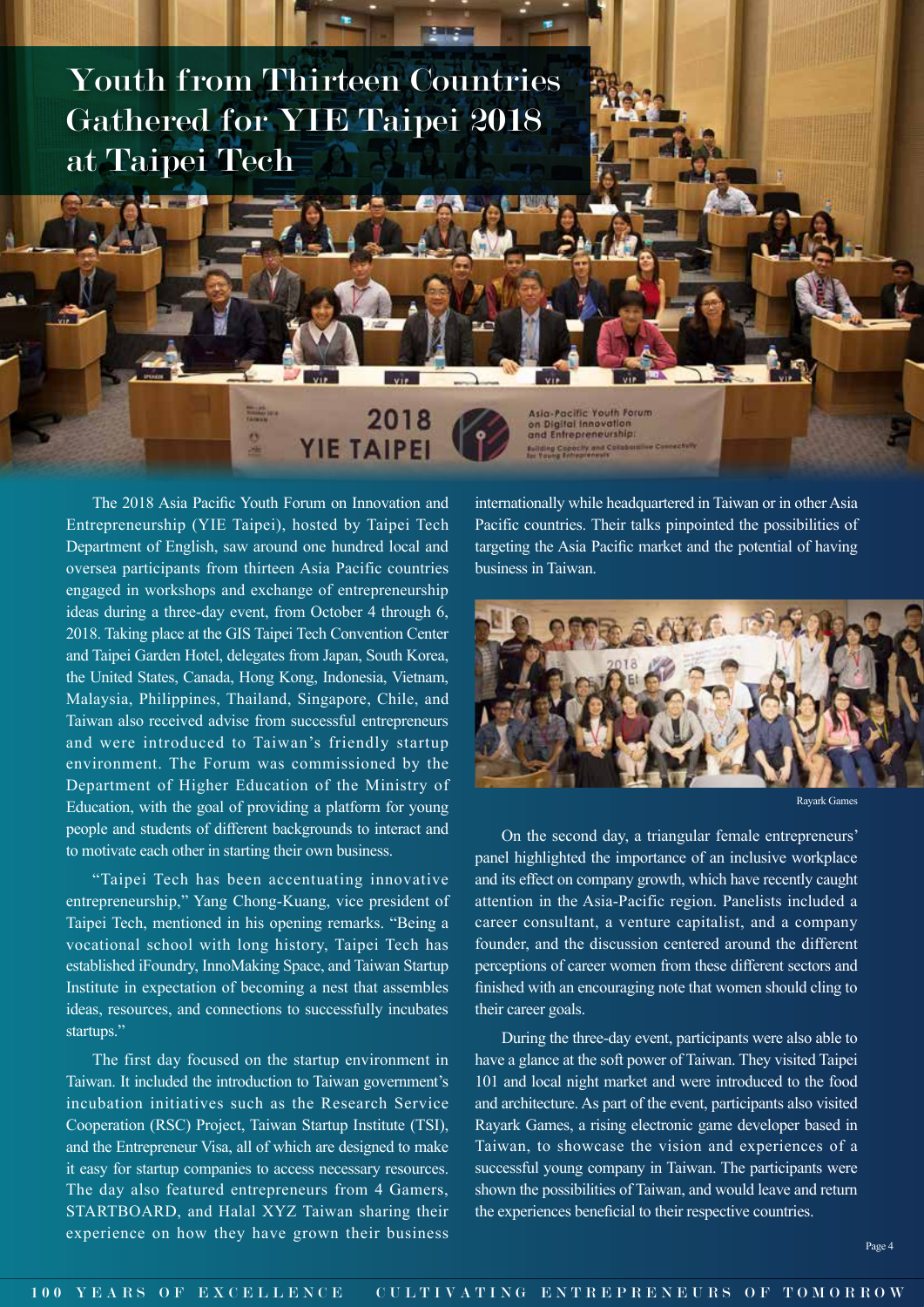# Youth from Thirteen Countries Gathered for YIE Taipei 2018 at Taipei Tech

The 2018 Asia Pacific Youth Forum on Innovation and Entrepreneurship (YIE Taipei), hosted by Taipei Tech Department of English, saw around one hundred local and oversea participants from thirteen Asia Pacific countries engaged in workshops and exchange of entrepreneurship ideas during a three-day event, from October 4 through 6, 2018. Taking place at the GIS Taipei Tech Convention Center and Taipei Garden Hotel, delegates from Japan, South Korea, the United States, Canada, Hong Kong, Indonesia, Vietnam, Malaysia, Philippines, Thailand, Singapore, Chile, and Taiwan also received advise from successful entrepreneurs and were introduced to Taiwan's friendly startup environment. The Forum was commissioned by the Department of Higher Education of the Ministry of Education, with the goal of providing a platform for young people and students of different backgrounds to interact and to motivate each other in starting their own business.

"Taipei Tech has been accentuating innovative entrepreneurship," Yang Chong-Kuang, vice president of Taipei Tech, mentioned in his opening remarks. "Being a vocational school with long history, Taipei Tech has established iFoundry, InnoMaking Space, and Taiwan Startup Institute in expectation of becoming a nest that assembles ideas, resources, and connections to successfully incubates startups."

The first day focused on the startup environment in Taiwan. It included the introduction to Taiwan government's incubation initiatives such as the Research Service Cooperation (RSC) Project, Taiwan Startup Institute (TSI), and the Entrepreneur Visa, all of which are designed to make it easy for startup companies to access necessary resources. The day also featured entrepreneurs from 4 Gamers, STARTBOARD, and Halal XYZ Taiwan sharing their experience on how they have grown their business internationally while headquartered in Taiwan or in other Asia Pacific countries. Their talks pinpointed the possibilities of targeting the Asia Pacific market and the potential of having business in Taiwan.

Rayark Games

On the second day, a triangular female entrepreneurs' panel highlighted the importance of an inclusive workplace and its effect on company growth, which have recently caught attention in the Asia-Pacific region. Panelists included a career consultant, a venture capitalist, and a company founder, and the discussion centered around the different perceptions of career women from these different sectors and finished with an encouraging note that women should cling to their career goals.

During the three-day event, participants were also able to have a glance at the soft power of Taiwan. They visited Taipei 101 and local night market and were introduced to the food and architecture. As part of the event, participants also visited Rayark Games, a rising electronic game developer based in Taiwan, to showcase the vision and experiences of a successful young company in Taiwan. The participants were shown the possibilities of Taiwan, and would leave and return the experiences beneficial to their respective countries.